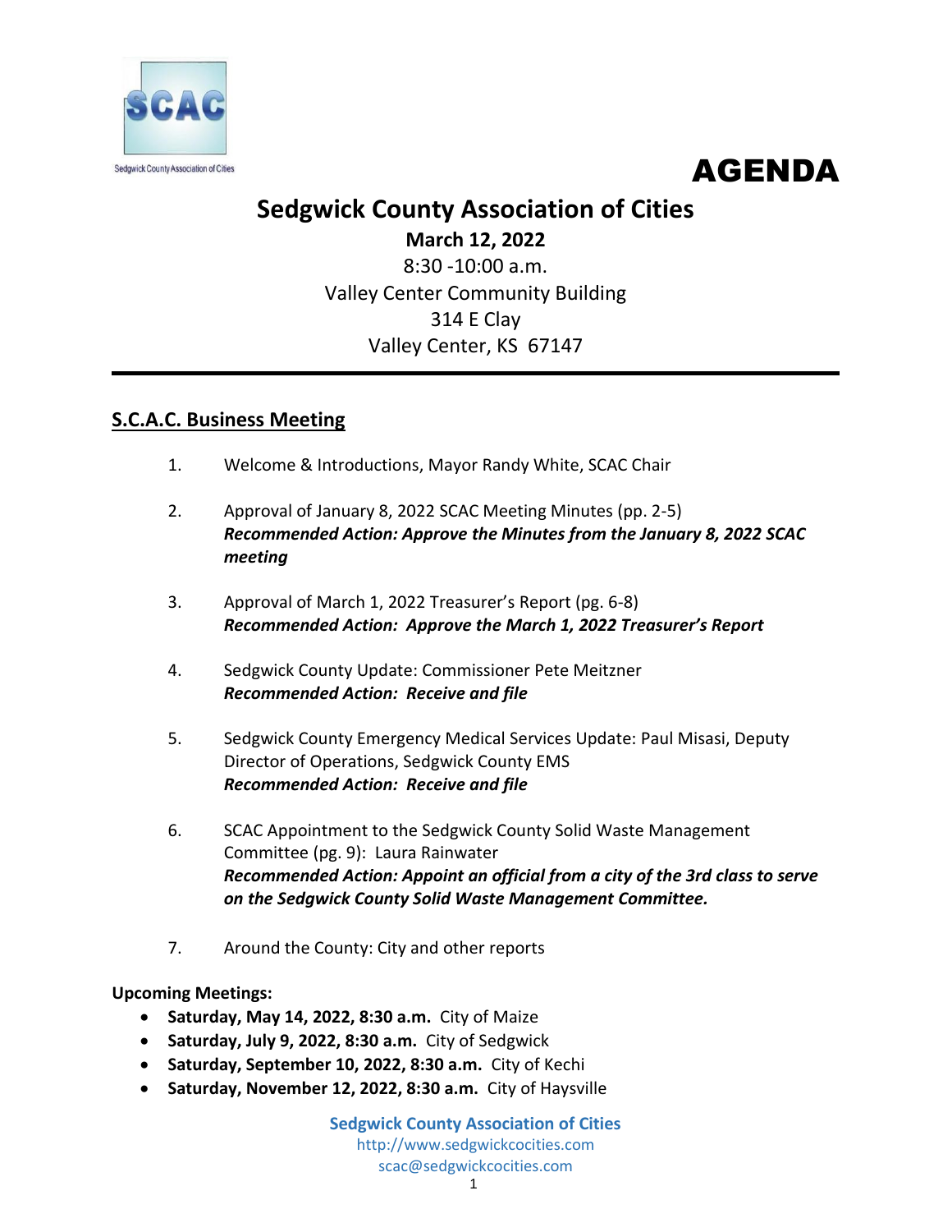# AGENDA

## Sedgwick County Association of Cities

**March 12, 2022**
8:30 -10:00 a.m.
Valley Center Community Building
314 E Clay
Valley Center, KS 67147

---

### S.C.A.C. Business Meeting

1. Welcome & Introductions, Mayor Randy White, SCAC Chair

2. Approval of January 8, 2022 SCAC Meeting Minutes (pp. 2-5)
   ***Recommended Action: Approve the Minutes from the January 8, 2022 SCAC meeting***

3. Approval of March 1, 2022 Treasurer's Report (pg. 6-8)
   ***Recommended Action: Approve the March 1, 2022 Treasurer's Report***

4. Sedgwick County Update: Commissioner Pete Meitzner
   ***Recommended Action: Receive and file***

5. Sedgwick County Emergency Medical Services Update: Paul Misasi, Deputy Director of Operations, Sedgwick County EMS
   ***Recommended Action: Receive and file***

6. SCAC Appointment to the Sedgwick County Solid Waste Management Committee (pg. 9): Laura Rainwater
   ***Recommended Action: Appoint an official from a city of the 3rd class to serve on the Sedgwick County Solid Waste Management Committee.***

7. Around the County: City and other reports

**Upcoming Meetings:**

- **Saturday, May 14, 2022, 8:30 a.m.** City of Maize
- **Saturday, July 9, 2022, 8:30 a.m.** City of Sedgwick
- **Saturday, September 10, 2022, 8:30 a.m.** City of Kechi
- **Saturday, November 12, 2022, 8:30 a.m.** City of Haysville

**Sedgwick County Association of Cities**
http://www.sedgwickcocities.com
scac@sedgwickcocities.com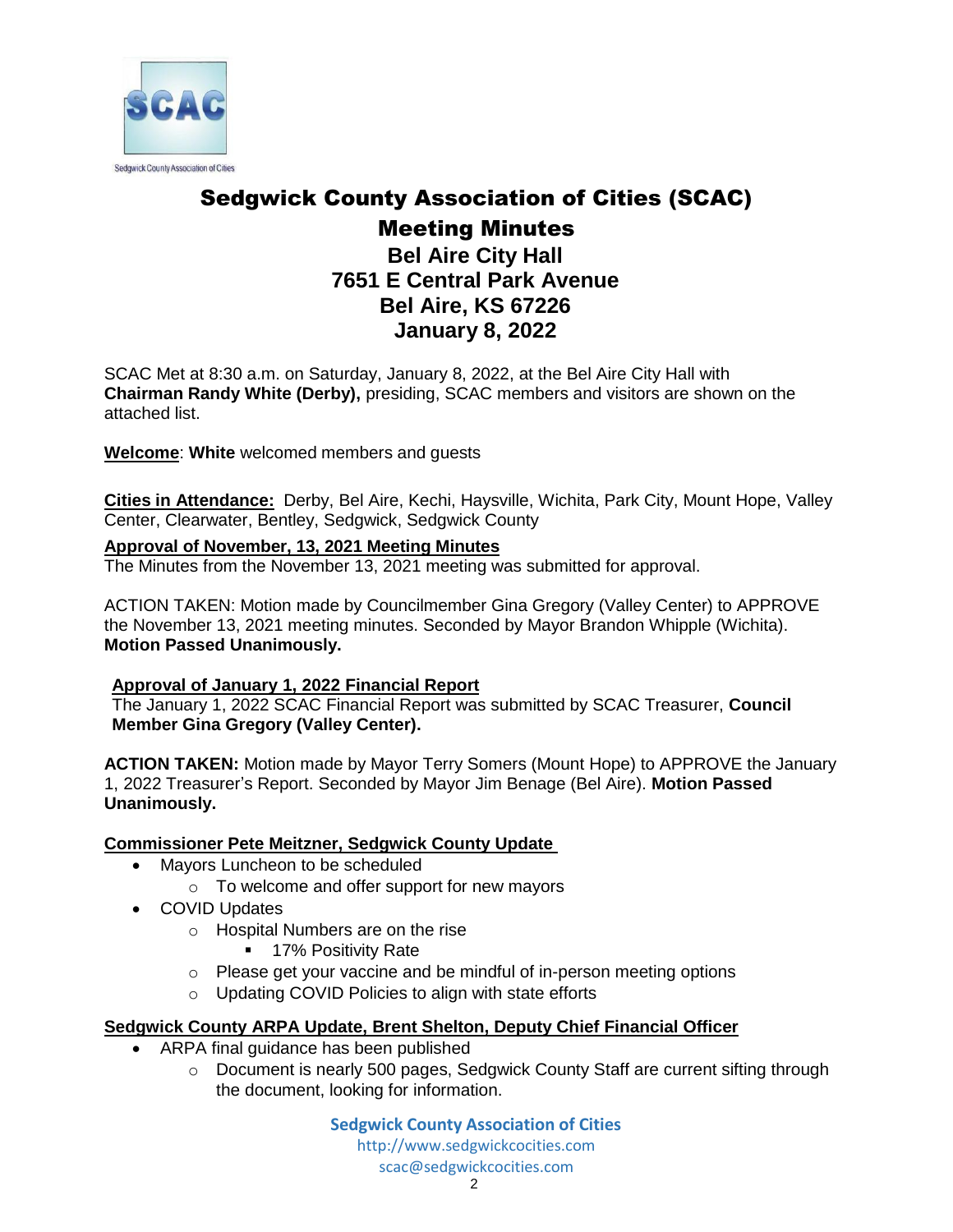Sedgwick County Association of Cities

# Sedgwick County Association of Cities (SCAC)

## Meeting Minutes

### Bel Aire City Hall
### 7651 E Central Park Avenue
### Bel Aire, KS 67226
### January 8, 2022

SCAC Met at 8:30 a.m. on Saturday, January 8, 2022, at the Bel Aire City Hall with **Chairman Randy White (Derby),** presiding, SCAC members and visitors are shown on the attached list.

**Welcome**: **White** welcomed members and guests

**Cities in Attendance:** Derby, Bel Aire, Kechi, Haysville, Wichita, Park City, Mount Hope, Valley Center, Clearwater, Bentley, Sedgwick, Sedgwick County

**Approval of November, 13, 2021 Meeting Minutes**

The Minutes from the November 13, 2021 meeting was submitted for approval.

ACTION TAKEN: Motion made by Councilmember Gina Gregory (Valley Center) to APPROVE the November 13, 2021 meeting minutes. Seconded by Mayor Brandon Whipple (Wichita). **Motion Passed Unanimously.**

**Approval of January 1, 2022 Financial Report**

The January 1, 2022 SCAC Financial Report was submitted by SCAC Treasurer, **Council Member Gina Gregory (Valley Center).**

**ACTION TAKEN:** Motion made by Mayor Terry Somers (Mount Hope) to APPROVE the January 1, 2022 Treasurer's Report. Seconded by Mayor Jim Benage (Bel Aire). **Motion Passed Unanimously.**

**Commissioner Pete Meitzner, Sedgwick County Update**

- Mayors Luncheon to be scheduled
  - To welcome and offer support for new mayors
- COVID Updates
  - Hospital Numbers are on the rise
    - 17% Positivity Rate
  - Please get your vaccine and be mindful of in-person meeting options
  - Updating COVID Policies to align with state efforts

**Sedgwick County ARPA Update, Brent Shelton, Deputy Chief Financial Officer**

- ARPA final guidance has been published
  - Document is nearly 500 pages, Sedgwick County Staff are current sifting through the document, looking for information.

**Sedgwick County Association of Cities**
http://www.sedgwickcocities.com
scac@sedgwickcocities.com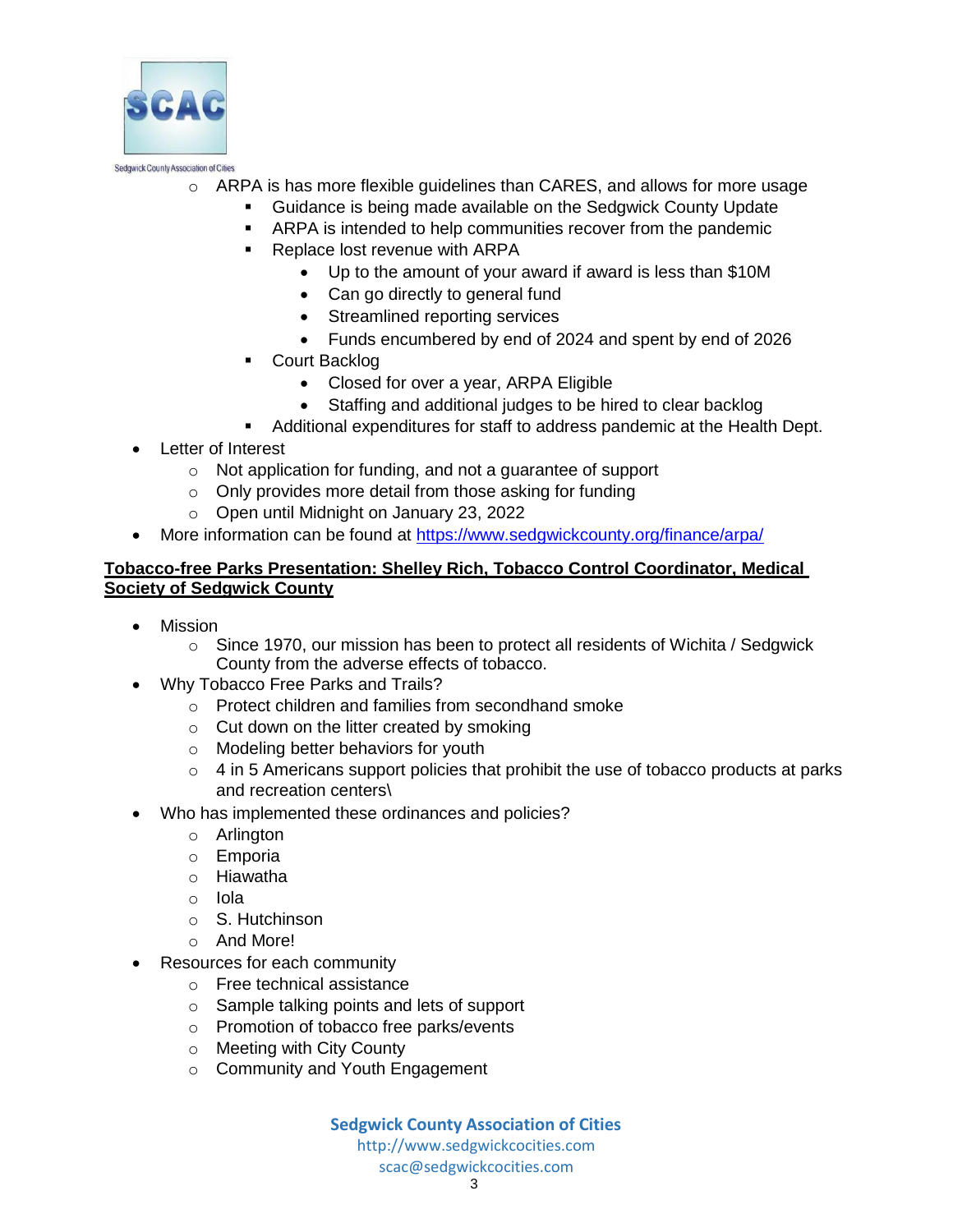- ARPA is has more flexible guidelines than CARES, and allows for more usage
  - Guidance is being made available on the Sedgwick County Update
  - ARPA is intended to help communities recover from the pandemic
  - Replace lost revenue with ARPA
    - Up to the amount of your award if award is less than $10M
    - Can go directly to general fund
    - Streamlined reporting services
    - Funds encumbered by end of 2024 and spent by end of 2026
  - Court Backlog
    - Closed for over a year, ARPA Eligible
    - Staffing and additional judges to be hired to clear backlog
  - Additional expenditures for staff to address pandemic at the Health Dept.

- Letter of Interest
  - Not application for funding, and not a guarantee of support
  - Only provides more detail from those asking for funding
  - Open until Midnight on January 23, 2022
- More information can be found at https://www.sedgwickcounty.org/finance/arpa/

**Tobacco-free Parks Presentation: Shelley Rich, Tobacco Control Coordinator, Medical Society of Sedgwick County**

- Mission
  - Since 1970, our mission has been to protect all residents of Wichita / Sedgwick County from the adverse effects of tobacco.
- Why Tobacco Free Parks and Trails?
  - Protect children and families from secondhand smoke
  - Cut down on the litter created by smoking
  - Modeling better behaviors for youth
  - 4 in 5 Americans support policies that prohibit the use of tobacco products at parks and recreation centers\
- Who has implemented these ordinances and policies?
  - Arlington
  - Emporia
  - Hiawatha
  - Iola
  - S. Hutchinson
  - And More!
- Resources for each community
  - Free technical assistance
  - Sample talking points and lets of support
  - Promotion of tobacco free parks/events
  - Meeting with City County
  - Community and Youth Engagement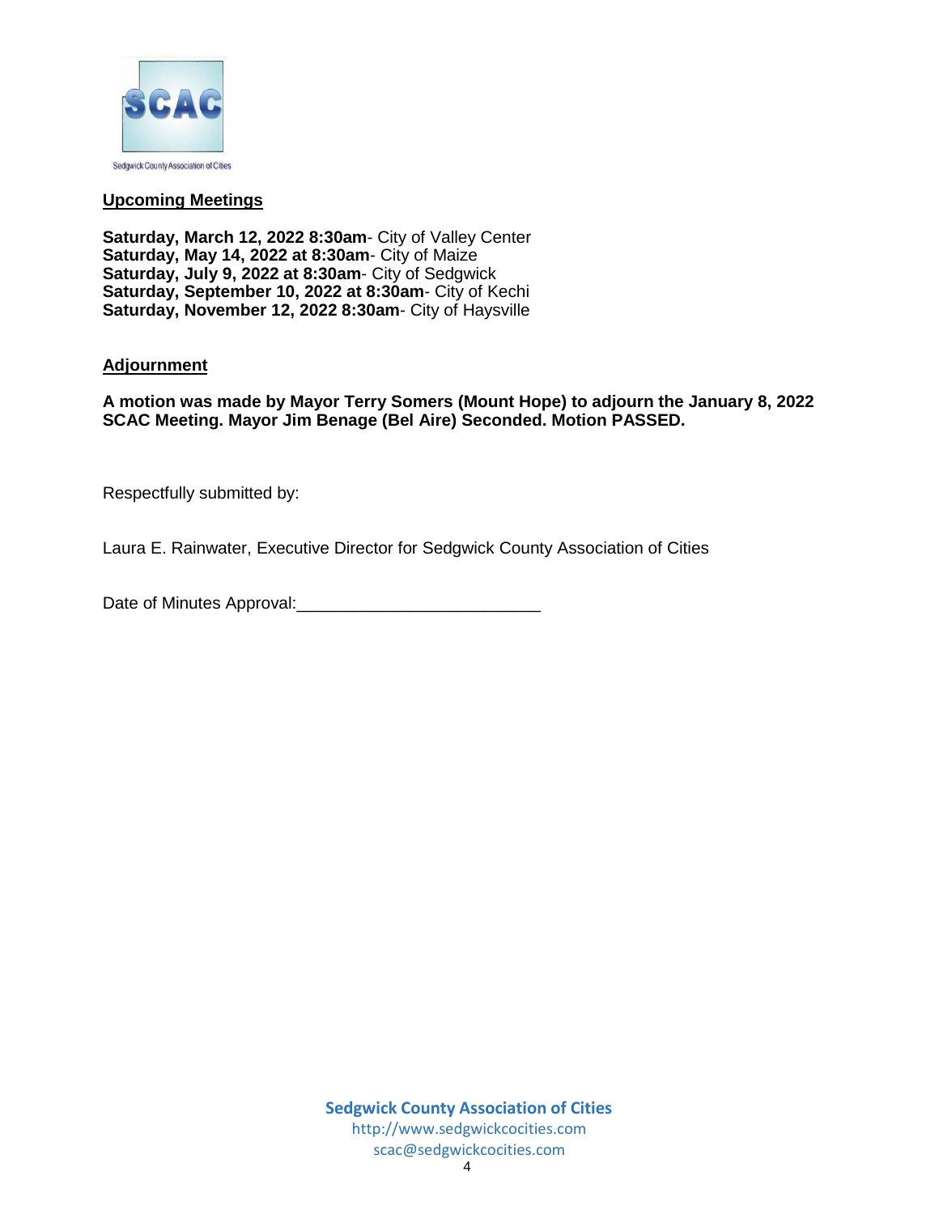## Upcoming Meetings

**Saturday, March 12, 2022 8:30am**- City of Valley Center
**Saturday, May 14, 2022 at 8:30am**- City of Maize
**Saturday, July 9, 2022 at 8:30am**- City of Sedgwick
**Saturday, September 10, 2022 at 8:30am**- City of Kechi
**Saturday, November 12, 2022 8:30am**- City of Haysville

## Adjournment

**A motion was made by Mayor Terry Somers (Mount Hope) to adjourn the January 8, 2022 SCAC Meeting. Mayor Jim Benage (Bel Aire) Seconded. Motion PASSED.**

Respectfully submitted by:

Laura E. Rainwater, Executive Director for Sedgwick County Association of Cities

Date of Minutes Approval:__________________________

**Sedgwick County Association of Cities**
http://www.sedgwickcocities.com
scac@sedgwickcocities.com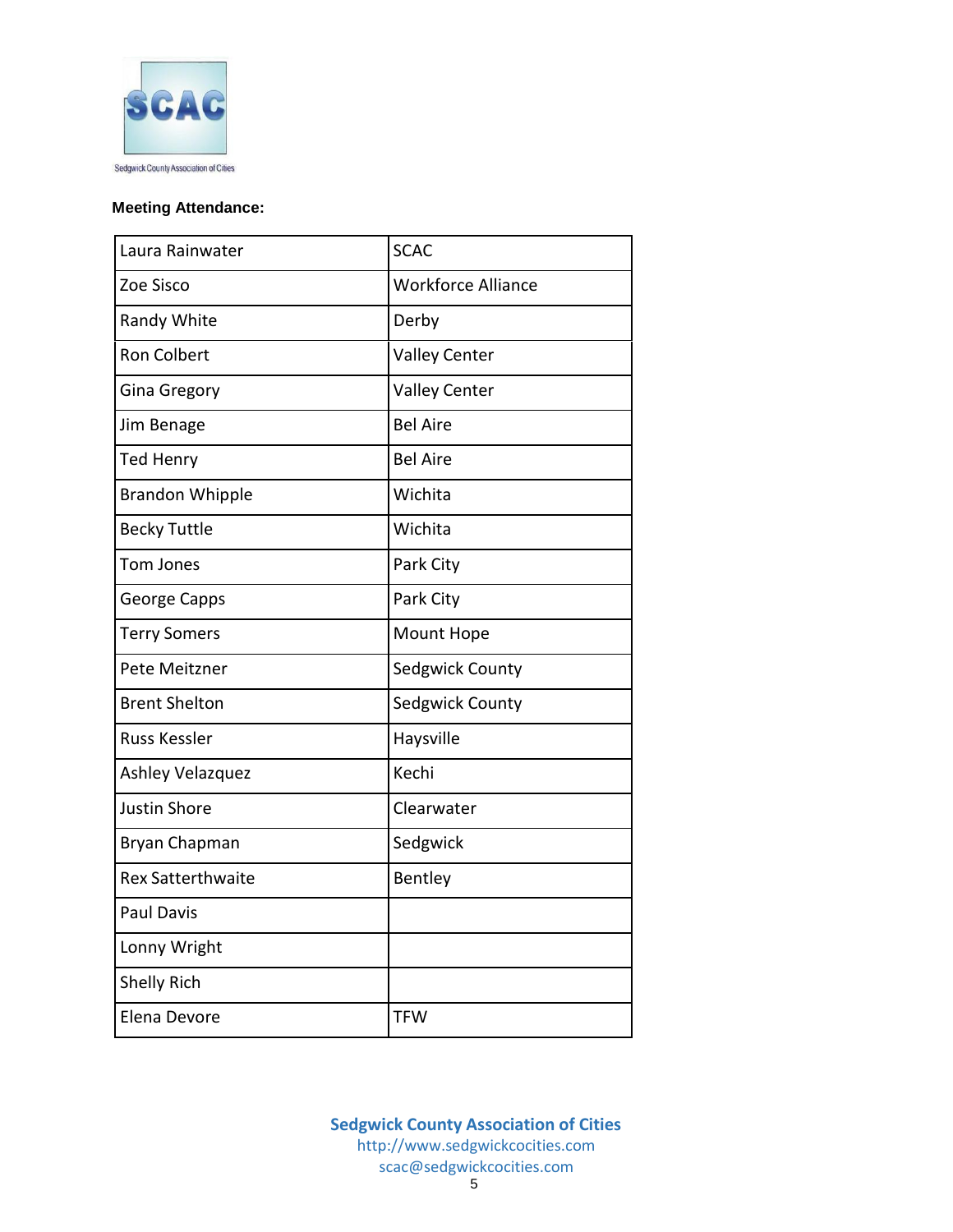**Meeting Attendance:**

| | |
|---|---|
| Laura Rainwater | SCAC |
| Zoe Sisco | Workforce Alliance |
| Randy White | Derby |
| Ron Colbert | Valley Center |
| Gina Gregory | Valley Center |
| Jim Benage | Bel Aire |
| Ted Henry | Bel Aire |
| Brandon Whipple | Wichita |
| Becky Tuttle | Wichita |
| Tom Jones | Park City |
| George Capps | Park City |
| Terry Somers | Mount Hope |
| Pete Meitzner | Sedgwick County |
| Brent Shelton | Sedgwick County |
| Russ Kessler | Haysville |
| Ashley Velazquez | Kechi |
| Justin Shore | Clearwater |
| Bryan Chapman | Sedgwick |
| Rex Satterthwaite | Bentley |
| Paul Davis | |
| Lonny Wright | |
| Shelly Rich | |
| Elena Devore | TFW |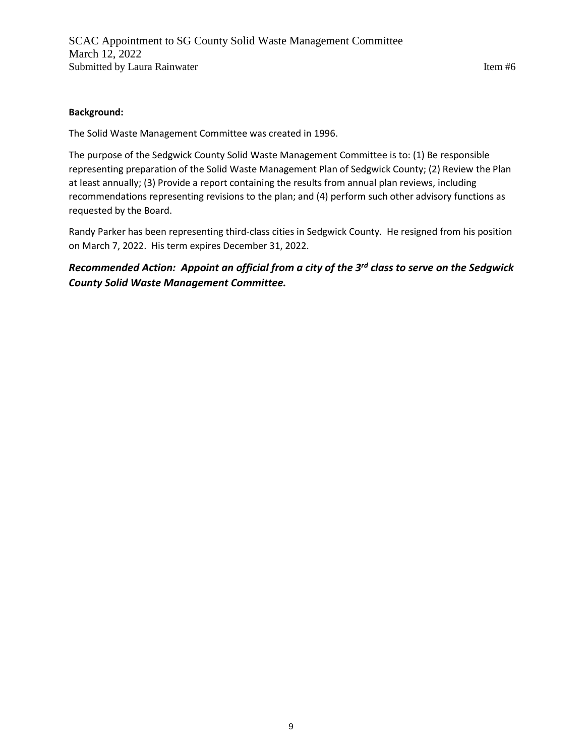SCAC Appointment to SG County Solid Waste Management Committee
March 12, 2022
Submitted by Laura Rainwater Item #6

**Background:**

The Solid Waste Management Committee was created in 1996.

The purpose of the Sedgwick County Solid Waste Management Committee is to: (1) Be responsible representing preparation of the Solid Waste Management Plan of Sedgwick County; (2) Review the Plan at least annually; (3) Provide a report containing the results from annual plan reviews, including recommendations representing revisions to the plan; and (4) perform such other advisory functions as requested by the Board.

Randy Parker has been representing third-class cities in Sedgwick County. He resigned from his position on March 7, 2022. His term expires December 31, 2022.

***Recommended Action: Appoint an official from a city of the 3rd class to serve on the Sedgwick County Solid Waste Management Committee.***